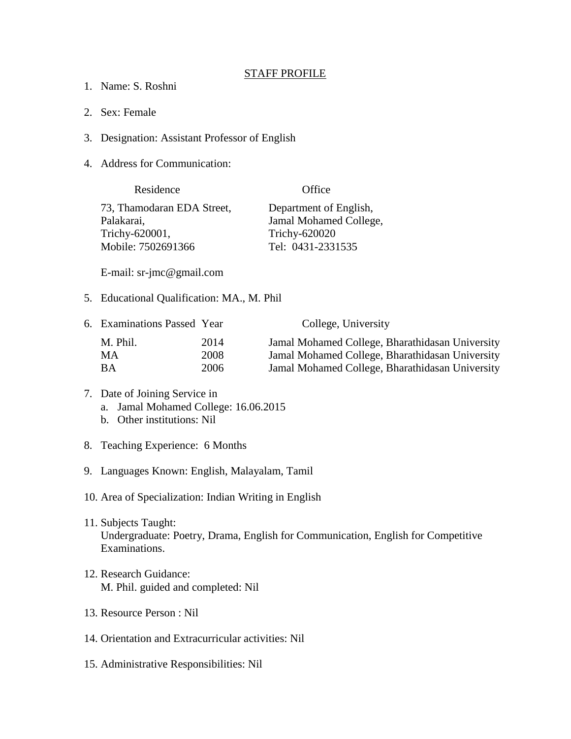# STAFF PROFILE

1. Name: S. Roshni

2. Sex: Female

3. Designation: Assistant Professor of English

4. Address for Communication:

| Residence | Office |
|---|---|
| 73, Thamodaran EDA Street,<br>Palakarai,<br>Trichy-620001,<br>Mobile: 7502691366 | Department of English,<br>Jamal Mohamed College,<br>Trichy-620020<br>Tel: 0431-2331535 |

   E-mail: sr-jmc@gmail.com

5. Educational Qualification: MA., M. Phil

6. Examinations Passed

| Examinations Passed | Year | College, University |
|---|---|---|
| M. Phil. | 2014 | Jamal Mohamed College, Bharathidasan University |
| MA | 2008 | Jamal Mohamed College, Bharathidasan University |
| BA | 2006 | Jamal Mohamed College, Bharathidasan University |

7. Date of Joining Service in
   a. Jamal Mohamed College: 16.06.2015
   b. Other institutions: Nil

8. Teaching Experience: 6 Months

9. Languages Known: English, Malayalam, Tamil

10. Area of Specialization: Indian Writing in English

11. Subjects Taught:
    Undergraduate: Poetry, Drama, English for Communication, English for Competitive Examinations.

12. Research Guidance:
    M. Phil. guided and completed: Nil

13. Resource Person : Nil

14. Orientation and Extracurricular activities: Nil

15. Administrative Responsibilities: Nil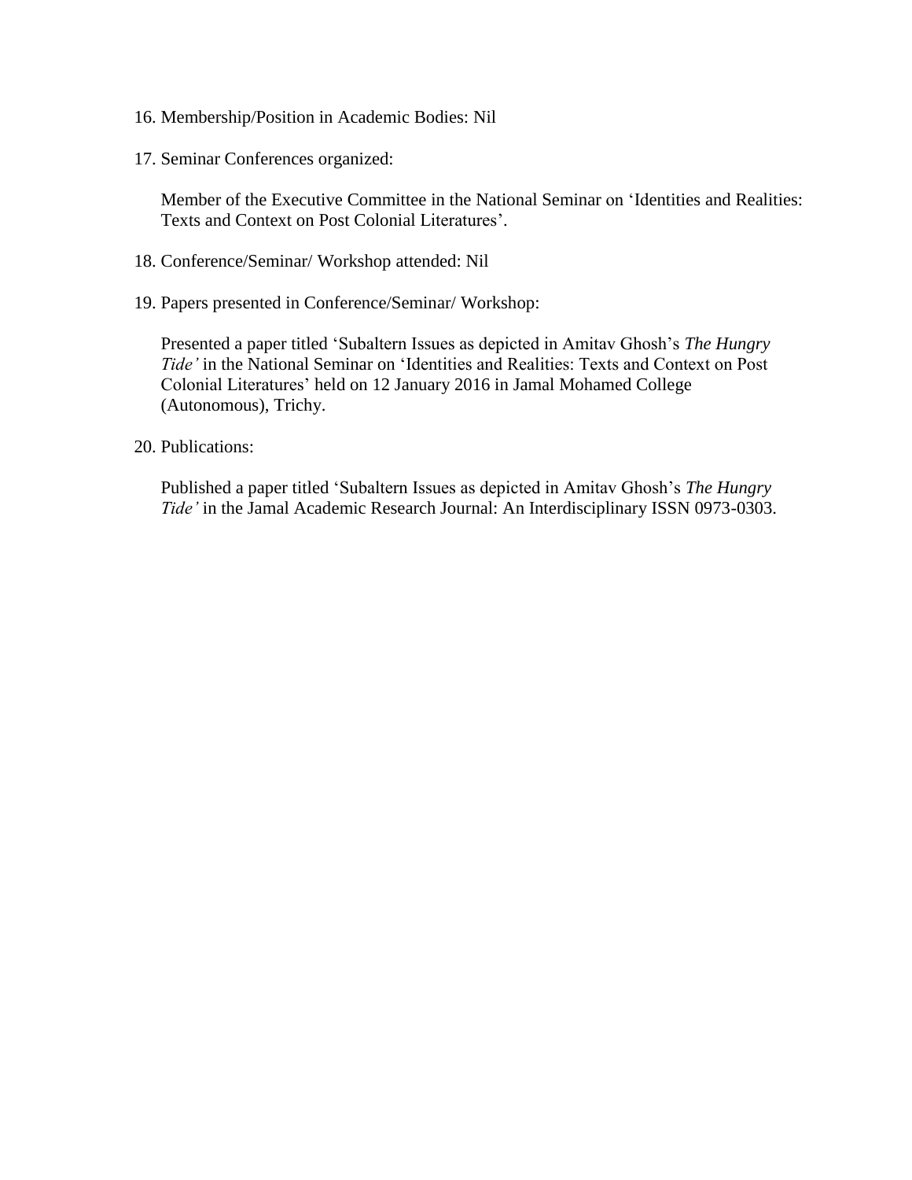16. Membership/Position in Academic Bodies: Nil

17. Seminar Conferences organized:

    Member of the Executive Committee in the National Seminar on 'Identities and Realities: Texts and Context on Post Colonial Literatures'.

18. Conference/Seminar/ Workshop attended: Nil

19. Papers presented in Conference/Seminar/ Workshop:

    Presented a paper titled 'Subaltern Issues as depicted in Amitav Ghosh's *The Hungry Tide'* in the National Seminar on 'Identities and Realities: Texts and Context on Post Colonial Literatures' held on 12 January 2016 in Jamal Mohamed College (Autonomous), Trichy.

20. Publications:

    Published a paper titled 'Subaltern Issues as depicted in Amitav Ghosh's *The Hungry Tide'* in the Jamal Academic Research Journal: An Interdisciplinary ISSN 0973-0303.